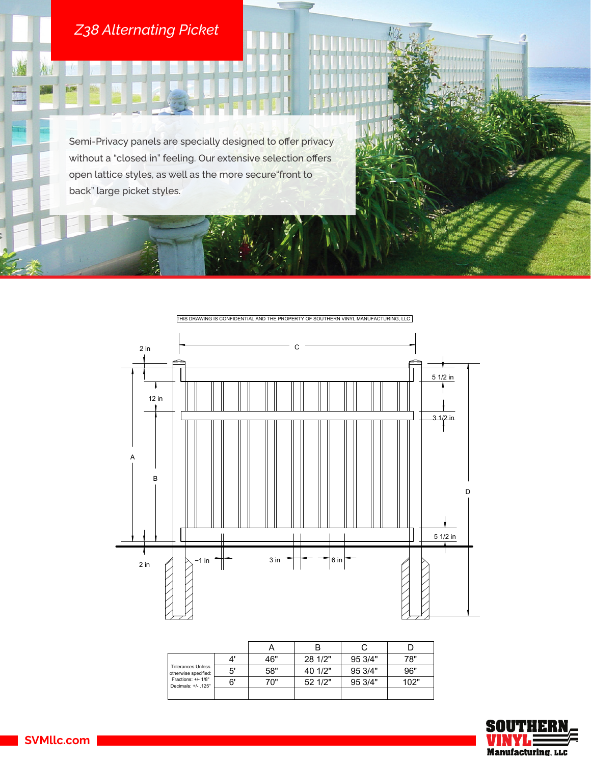# Z38 Alternating Picket

Semi-Privacy panels are specially designed to offer privacy without a "closed in" feeling. Our extensive selection offers open lattice styles, as well as the more secure"front to back" large picket styles.

THIS DRAWING IS CONFIDENTIAL AND THE PROPERTY OF SOUTHERN VINYL MANUFACTURING, LLC

2 in

12 in

C

5 1/2 in

3 1/2 in

A

B

D

5 1/2 in

2 in

~1 in

3 in

6 in

| Tolerances Unless otherwise specified: Fractions: +/- 1/8" Decimals: +/- .125" | | A | B | C | D |
|---|---|---|---|---|---|
| | 4' | 46" | 28 1/2" | 95 3/4" | 78" |
| | 5' | 58" | 40 1/2" | 95 3/4" | 96" |
| | 6' | 70" | 52 1/2" | 95 3/4" | 102" |
| | | | | | |

SVMllc.com

SOUTHERN VINYL Manufacturing, LLC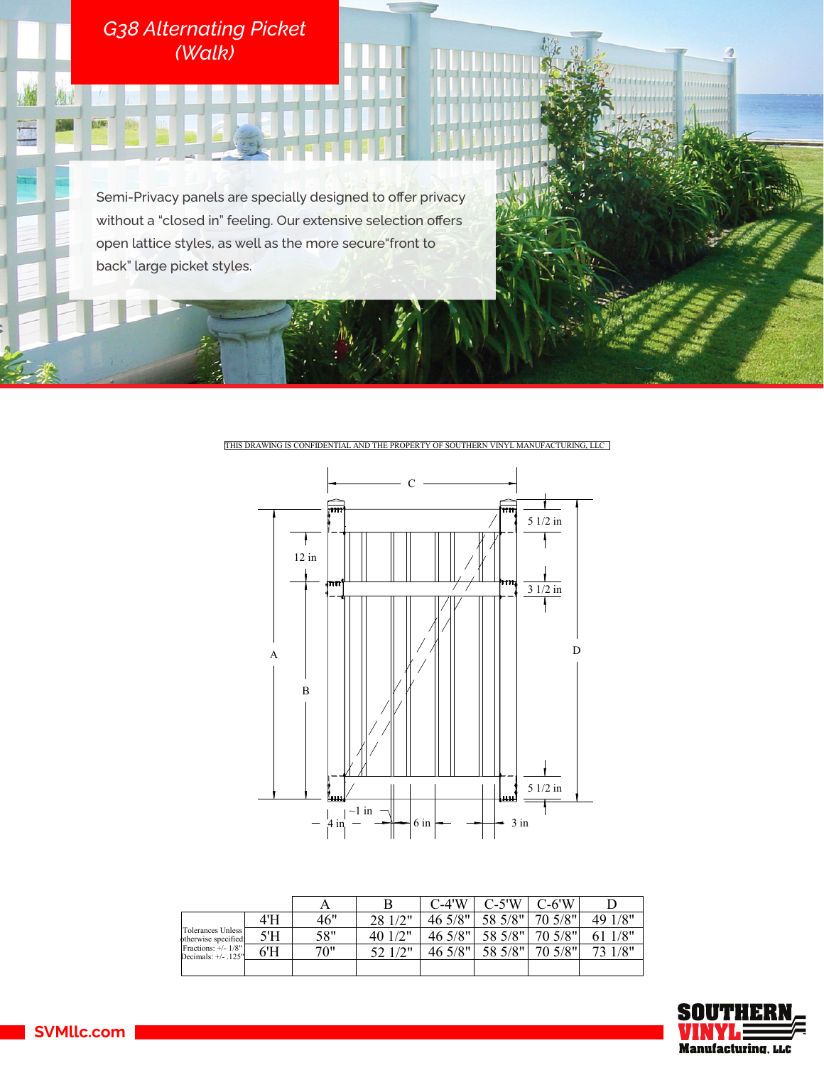## *G38 Alternating Picket (Walk)*

Semi-Privacy panels are specially designed to offer privacy without a "closed in" feeling. Our extensive selection offers open lattice styles, as well as the more secure"front to back" large picket styles.

THIS DRAWING IS CONFIDENTIAL AND THE PROPERTY OF SOUTHERN VINYL MANUFACTURING, LLC

C

5 1/2 in

12 in

3 1/2 in

A

B

D

5 1/2 in

~1 in

4 in

6 in

3 in

| | | A | B | C-4'W | C-5'W | C-6'W | D |
|---|---|---|---|---|---|---|---|
| Tolerances Unless otherwise specified: Fractions: +/- 1/8" Decimals: +/- .125" | 4'H | 46" | 28 1/2" | 46 5/8" | 58 5/8" | 70 5/8" | 49 1/8" |
| | 5'H | 58" | 40 1/2" | 46 5/8" | 58 5/8" | 70 5/8" | 61 1/8" |
| | 6'H | 70" | 52 1/2" | 46 5/8" | 58 5/8" | 70 5/8" | 73 1/8" |
| | | | | | | | |

SVMllc.com

SOUTHERN VINYL Manufacturing, LLC